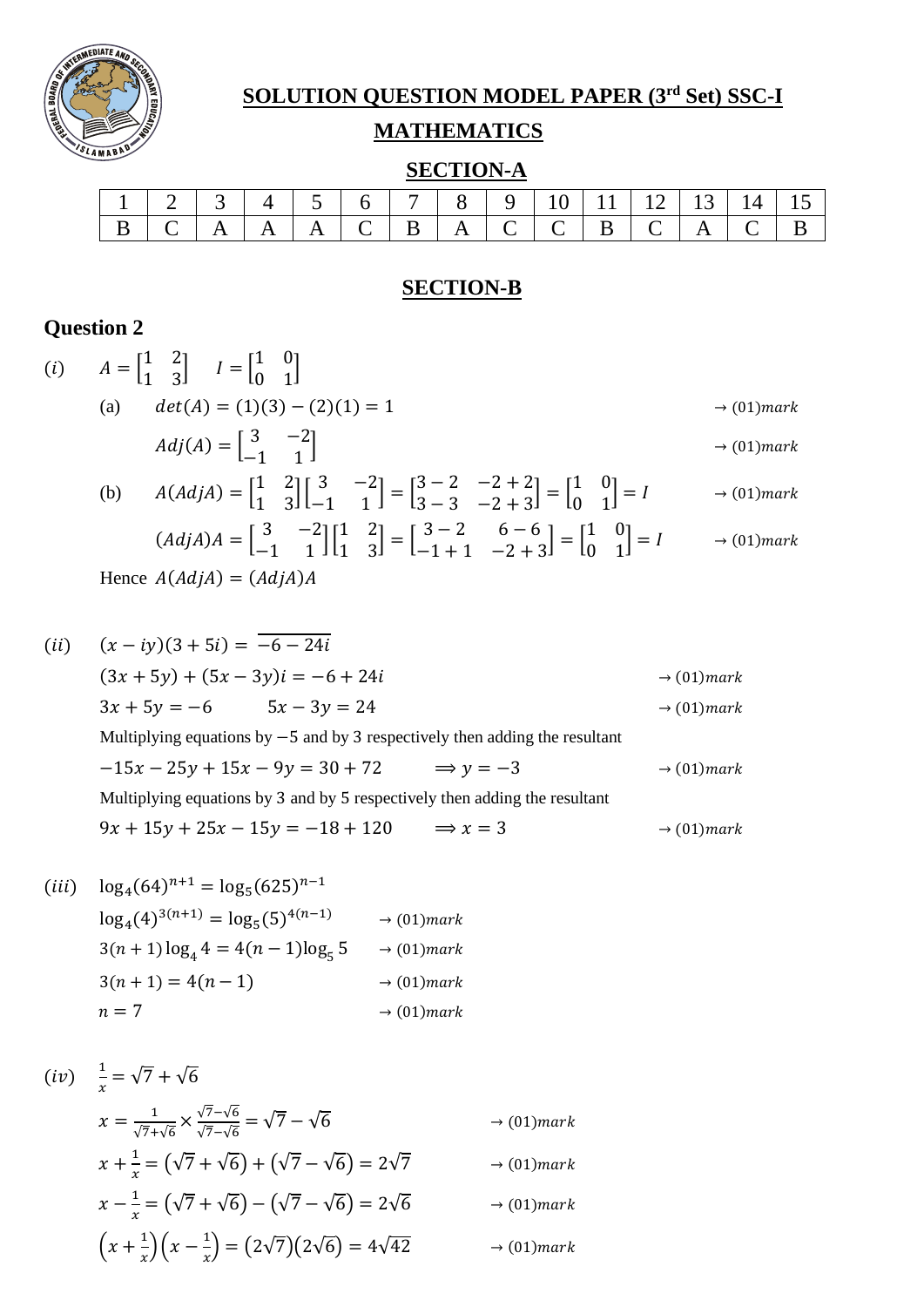# SOLUTION QUESTION MODEL PAPER (3rd Set) SSC-I

## MATHEMATICS

## SECTION-A

| 1 | 2 | 3 | 4 | 5 | 6 | 7 | 8 | 9 | 10 | 11 | 12 | 13 | 14 | 15 |
|---|---|---|---|---|---|---|---|---|---|---|---|---|---|---|
| B | C | A | A | A | C | B | A | C | C | B | C | A | C | B |

## SECTION-B

### Question 2

$(i)$ $\quad A = \begin{bmatrix} 1 & 2 \\ 1 & 3 \end{bmatrix} \quad I = \begin{bmatrix} 1 & 0 \\ 0 & 1 \end{bmatrix}$

(a) $\quad det(A) = (1)(3) - (2)(1) = 1 \qquad \rightarrow (01)mark$

$Adj(A) = \begin{bmatrix} 3 & -2 \\ -1 & 1 \end{bmatrix} \qquad \rightarrow (01)mark$

(b) $\quad A(AdjA) = \begin{bmatrix} 1 & 2 \\ 1 & 3 \end{bmatrix}\begin{bmatrix} 3 & -2 \\ -1 & 1 \end{bmatrix} = \begin{bmatrix} 3-2 & -2+2 \\ 3-3 & -2+3 \end{bmatrix} = \begin{bmatrix} 1 & 0 \\ 0 & 1 \end{bmatrix} = I \qquad \rightarrow (01)mark$

$(AdjA)A = \begin{bmatrix} 3 & -2 \\ -1 & 1 \end{bmatrix}\begin{bmatrix} 1 & 2 \\ 1 & 3 \end{bmatrix} = \begin{bmatrix} 3-2 & 6-6 \\ -1+1 & -2+3 \end{bmatrix} = \begin{bmatrix} 1 & 0 \\ 0 & 1 \end{bmatrix} = I \qquad \rightarrow (01)mark$

Hence $A(AdjA) = (AdjA)A$

$(ii)$ $\quad (x - iy)(3 + 5i) = \overline{-6 - 24i}$

$(3x + 5y) + (5x - 3y)i = -6 + 24i \qquad \rightarrow (01)mark$

$3x + 5y = -6 \qquad 5x - 3y = 24 \qquad \rightarrow (01)mark$

Multiplying equations by $-5$ and by 3 respectively then adding the resultant

$-15x - 25y + 15x - 9y = 30 + 72 \qquad \Longrightarrow y = -3 \qquad \rightarrow (01)mark$

Multiplying equations by 3 and by 5 respectively then adding the resultant

$9x + 15y + 25x - 15y = -18 + 120 \qquad \Longrightarrow x = 3 \qquad \rightarrow (01)mark$

$(iii)$ $\quad \log_4(64)^{n+1} = \log_5(625)^{n-1}$

$\log_4(4)^{3(n+1)} = \log_5(5)^{4(n-1)} \qquad \rightarrow (01)mark$

$3(n+1)\log_4 4 = 4(n-1)\log_5 5 \qquad \rightarrow (01)mark$

$3(n+1) = 4(n-1) \qquad \rightarrow (01)mark$

$n = 7 \qquad \rightarrow (01)mark$

$(iv)$ $\quad \frac{1}{x} = \sqrt{7} + \sqrt{6}$

$x = \frac{1}{\sqrt{7}+\sqrt{6}} \times \frac{\sqrt{7}-\sqrt{6}}{\sqrt{7}-\sqrt{6}} = \sqrt{7} - \sqrt{6} \qquad \rightarrow (01)mark$

$x + \frac{1}{x} = (\sqrt{7} + \sqrt{6}) + (\sqrt{7} - \sqrt{6}) = 2\sqrt{7} \qquad \rightarrow (01)mark$

$x - \frac{1}{x} = (\sqrt{7} + \sqrt{6}) - (\sqrt{7} - \sqrt{6}) = 2\sqrt{6} \qquad \rightarrow (01)mark$

$\left(x + \frac{1}{x}\right)\left(x - \frac{1}{x}\right) = (2\sqrt{7})(2\sqrt{6}) = 4\sqrt{42} \qquad \rightarrow (01)mark$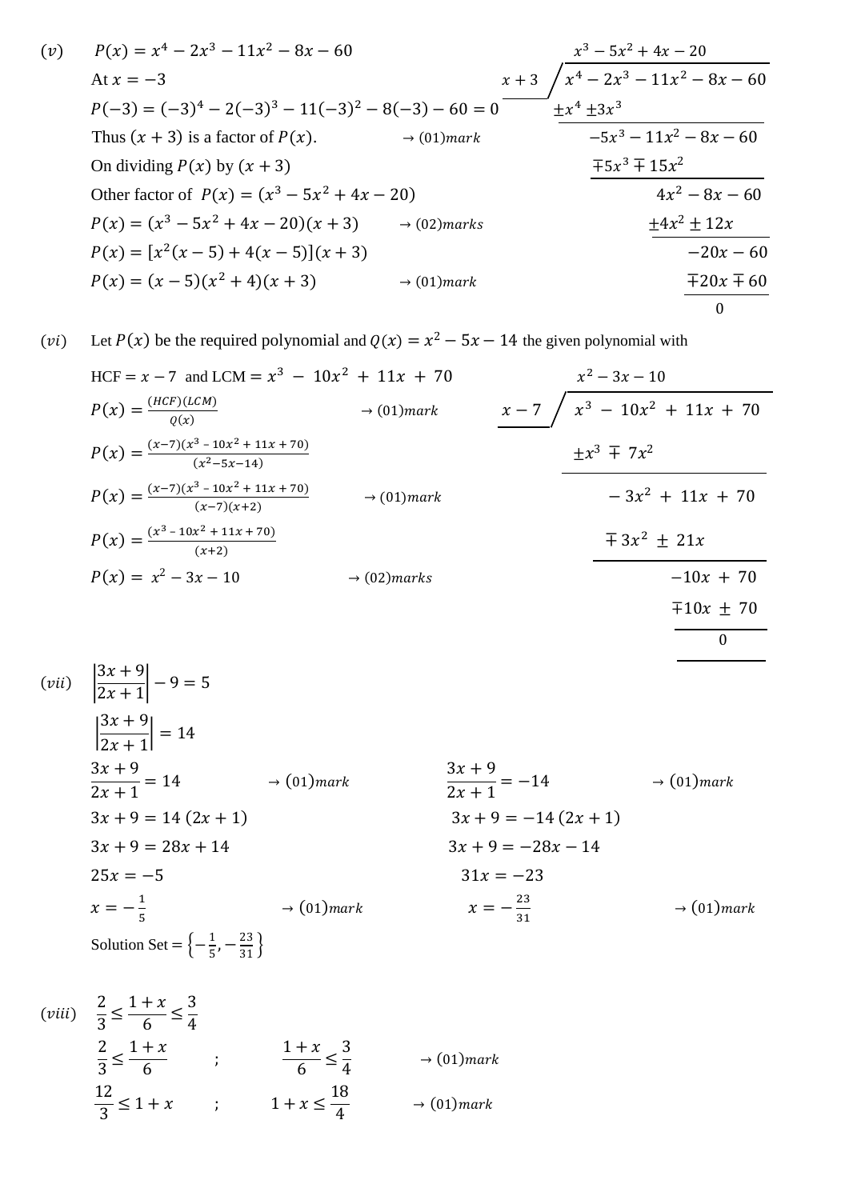$(v)$ $P(x) = x^4 - 2x^3 - 11x^2 - 8x - 60$

At $x = -3$

$P(-3) = (-3)^4 - 2(-3)^3 - 11(-3)^2 - 8(-3) - 60 = 0$

Thus $(x + 3)$ is a factor of $P(x)$. $\rightarrow (01) mark$

On dividing $P(x)$ by $(x + 3)$

Other factor of $P(x) = (x^3 - 5x^2 + 4x - 20)$

$P(x) = (x^3 - 5x^2 + 4x - 20)(x + 3)$ $\rightarrow (02) marks$

$P(x) = [x^2(x - 5) + 4(x - 5)](x + 3)$

$P(x) = (x - 5)(x^2 + 4)(x + 3)$ $\rightarrow (01) mark$

$$
\begin{array}{r|l}
 & x^3 - 5x^2 + 4x - 20 \\
x + 3 & x^4 - 2x^3 - 11x^2 - 8x - 60 \\
 & \pm x^4 \pm 3x^3 \\
 & -5x^3 - 11x^2 - 8x - 60 \\
 & \mp 5x^3 \mp 15x^2 \\
 & 4x^2 - 8x - 60 \\
 & \pm 4x^2 \pm 12x \\
 & -20x - 60 \\
 & \mp 20x \mp 60 \\
 & 0
\end{array}
$$

$(vi)$ Let $P(x)$ be the required polynomial and $Q(x) = x^2 - 5x - 14$ the given polynomial with

HCF $= x - 7$ and LCM $= x^3 - 10x^2 + 11x + 70$

$P(x) = \frac{(HCF)(LCM)}{Q(x)}$ $\rightarrow (01) mark$

$P(x) = \frac{(x-7)(x^3 - 10x^2 + 11x + 70)}{(x^2 - 5x - 14)}$

$P(x) = \frac{(x-7)(x^3 - 10x^2 + 11x + 70)}{(x-7)(x+2)}$ $\rightarrow (01) mark$

$P(x) = \frac{(x^3 - 10x^2 + 11x + 70)}{(x+2)}$

$P(x) = x^2 - 3x - 10$ $\rightarrow (02) marks$

$$
\begin{array}{r|l}
 & x^2 - 3x - 10 \\
x - 7 & x^3 - 10x^2 + 11x + 70 \\
 & \pm x^3 \mp 7x^2 \\
 & -3x^2 + 11x + 70 \\
 & \mp 3x^2 \pm 21x \\
 & -10x + 70 \\
 & \mp 10x \pm 70 \\
 & 0
\end{array}
$$

$(vii)$ $\left|\frac{3x + 9}{2x + 1}\right| - 9 = 5$

$\left|\frac{3x + 9}{2x + 1}\right| = 14$

$\frac{3x + 9}{2x + 1} = 14$ $\rightarrow (01) mark$ ; $\frac{3x + 9}{2x + 1} = -14$ $\rightarrow (01) mark$

$3x + 9 = 14(2x + 1)$ ; $3x + 9 = -14(2x + 1)$

$3x + 9 = 28x + 14$ ; $3x + 9 = -28x - 14$

$25x = -5$ ; $31x = -23$

$x = -\frac{1}{5}$ $\rightarrow (01) mark$ ; $x = -\frac{23}{31}$ $\rightarrow (01) mark$

Solution Set $= \left\{-\frac{1}{5}, -\frac{23}{31}\right\}$

$(viii)$ $\frac{2}{3} \le \frac{1 + x}{6} \le \frac{3}{4}$

$\frac{2}{3} \le \frac{1 + x}{6}$ ; $\frac{1 + x}{6} \le \frac{3}{4}$ $\rightarrow (01) mark$

$\frac{12}{3} \le 1 + x$ ; $1 + x \le \frac{18}{4}$ $\rightarrow (01) mark$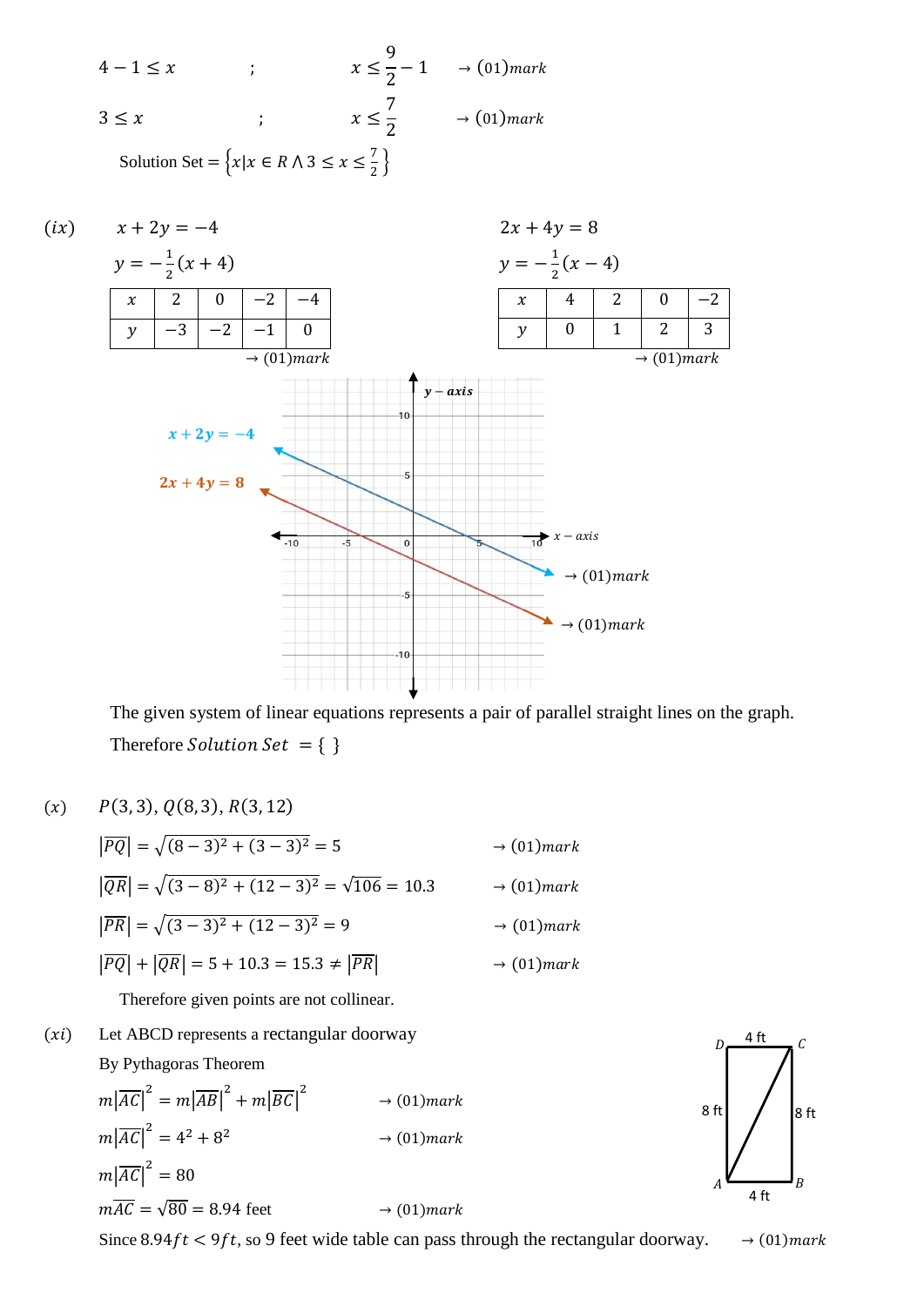$4 - 1 \leq x$ ; $x \leq \frac{9}{2} - 1$ $\rightarrow (01)mark$

$3 \leq x$ ; $x \leq \frac{7}{2}$ $\rightarrow (01)mark$

Solution Set $= \left\{x | x \in R \wedge 3 \leq x \leq \frac{7}{2}\right\}$

$(ix)$ $x + 2y = -4$

$y = -\frac{1}{2}(x + 4)$

| $x$ | 2 | 0 | $-2$ | $-4$ |
|---|---|---|---|---|
| $y$ | $-3$ | $-2$ | $-1$ | 0 |

$\rightarrow (01)mark$

$2x + 4y = 8$

$y = -\frac{1}{2}(x - 4)$

| $x$ | 4 | 2 | 0 | $-2$ |
|---|---|---|---|---|
| $y$ | 0 | 1 | 2 | 3 |

$\rightarrow (01)mark$

$x + 2y = -4$

$2x + 4y = 8$

$\rightarrow (01)mark$

$\rightarrow (01)mark$

The given system of linear equations represents a pair of parallel straight lines on the graph.

Therefore *Solution Set* $= \{ \}$

$(x)$ $P(3,3), Q(8,3), R(3,12)$

$|\overline{PQ}| = \sqrt{(8-3)^2 + (3-3)^2} = 5$ $\rightarrow (01)mark$

$|\overline{QR}| = \sqrt{(3-8)^2 + (12-3)^2} = \sqrt{106} = 10.3$ $\rightarrow (01)mark$

$|\overline{PR}| = \sqrt{(3-3)^2 + (12-3)^2} = 9$ $\rightarrow (01)mark$

$|\overline{PQ}| + |\overline{QR}| = 5 + 10.3 = 15.3 \neq |\overline{PR}|$ $\rightarrow (01)mark$

Therefore given points are not collinear.

$(xi)$ Let ABCD represents a rectangular doorway

By Pythagoras Theorem

$m|\overline{AC}|^2 = m|\overline{AB}|^2 + m|\overline{BC}|^2$ $\rightarrow (01)mark$

$m|\overline{AC}|^2 = 4^2 + 8^2$ $\rightarrow (01)mark$

$m|\overline{AC}|^2 = 80$

$m\overline{AC} = \sqrt{80} = 8.94$ feet $\rightarrow (01)mark$

Since $8.94ft < 9ft$, so 9 feet wide table can pass through the rectangular doorway. $\rightarrow (01)mark$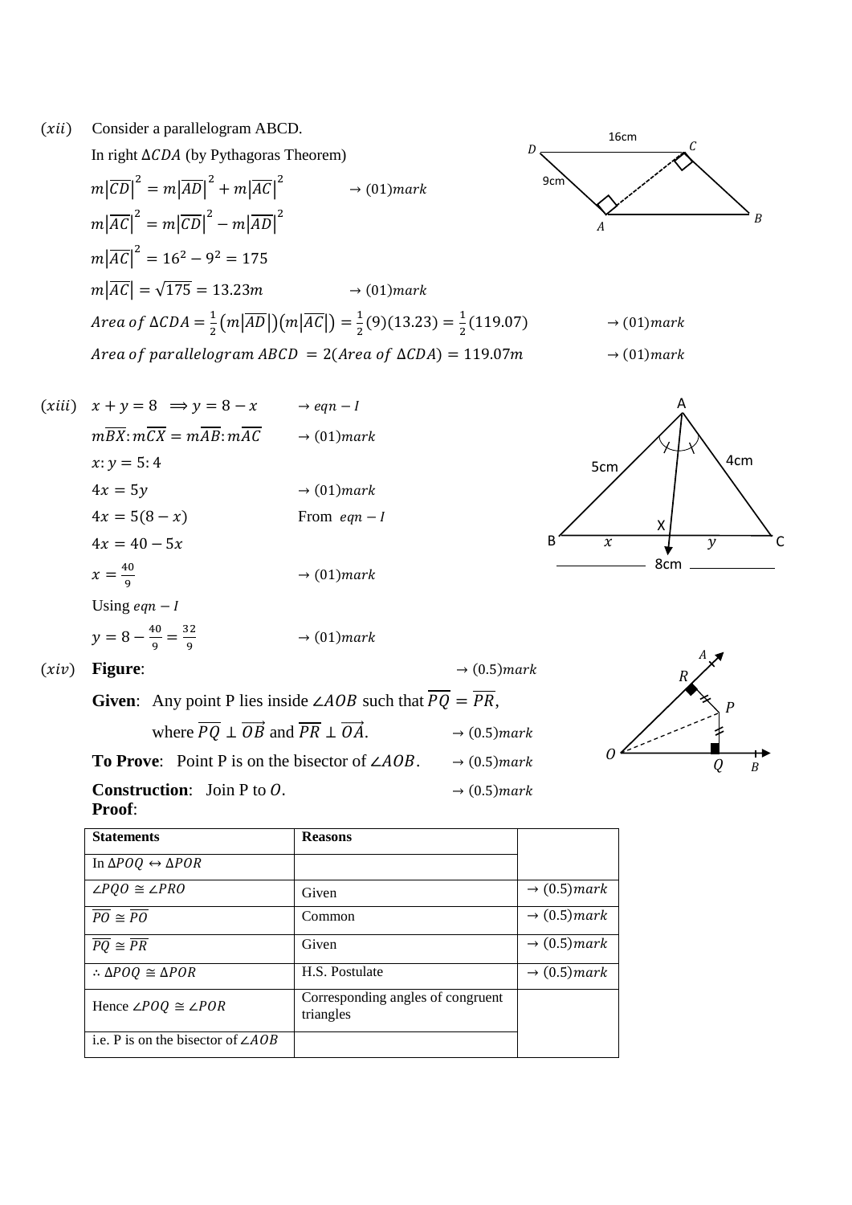$(xii)$ Consider a parallelogram ABCD.

In right $\Delta CDA$ (by Pythagoras Theorem)

$m|\overline{CD}|^2 = m|\overline{AD}|^2 + m|\overline{AC}|^2$ $\rightarrow (01)mark$

$m|\overline{AC}|^2 = m|\overline{CD}|^2 - m|\overline{AD}|^2$

$m|\overline{AC}|^2 = 16^2 - 9^2 = 175$

$m|\overline{AC}| = \sqrt{175} = 13.23m$ $\rightarrow (01)mark$

$Area\ of\ \Delta CDA = \frac{1}{2}(m|\overline{AD}|)(m|\overline{AC}|) = \frac{1}{2}(9)(13.23) = \frac{1}{2}(119.07)$ $\rightarrow (01)mark$

$Area\ of\ parallelogram\ ABCD\ = 2(Area\ of\ \Delta CDA) = 119.07m$ $\rightarrow (01)mark$

$(xiii)$ $x + y = 8 \implies y = 8 - x$ $\rightarrow eqn - I$

$m\overline{BX}: m\overline{CX} = m\overline{AB}: m\overline{AC}$ $\rightarrow (01)mark$

$x: y = 5: 4$

$4x = 5y$ $\rightarrow (01)mark$

$4x = 5(8 - x)$ From $eqn - I$

$4x = 40 - 5x$

$x = \frac{40}{9}$ $\rightarrow (01)mark$

Using $eqn - I$

$y = 8 - \frac{40}{9} = \frac{32}{9}$ $\rightarrow (01)mark$

$(xiv)$ **Figure**: $\rightarrow (0.5)mark$

**Given**: Any point P lies inside $\angle AOB$ such that $\overline{PQ} = \overline{PR}$,

where $\overline{PQ} \perp \overrightarrow{OB}$ and $\overline{PR} \perp \overrightarrow{OA}$. $\rightarrow (0.5)mark$

**To Prove**: Point P is on the bisector of $\angle AOB$. $\rightarrow (0.5)mark$

**Construction**: Join P to $O$. $\rightarrow (0.5)mark$

**Proof**:

| Statements | Reasons | |
|---|---|---|
| In $\Delta POQ \leftrightarrow \Delta POR$ | | |
| $\angle PQO \cong \angle PRO$ | Given | $\rightarrow (0.5)mark$ |
| $\overline{PO} \cong \overline{PO}$ | Common | $\rightarrow (0.5)mark$ |
| $\overline{PQ} \cong \overline{PR}$ | Given | $\rightarrow (0.5)mark$ |
| $\therefore \Delta POQ \cong \Delta POR$ | H.S. Postulate | $\rightarrow (0.5)mark$ |
| Hence $\angle POQ \cong \angle POR$ | Corresponding angles of congruent triangles | |
| i.e. P is on the bisector of $\angle AOB$ | | |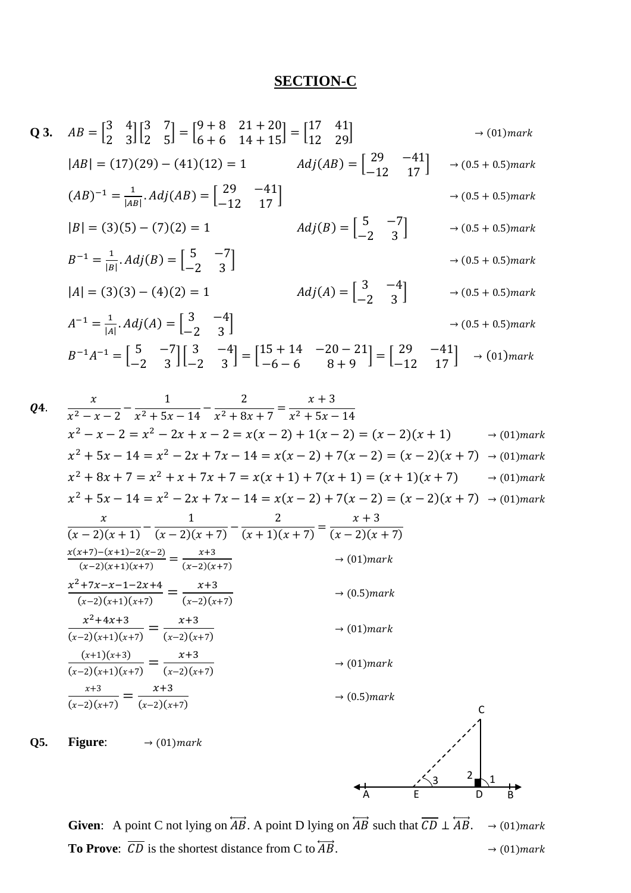## SECTION-C

**Q 3.** $AB = \begin{bmatrix} 3 & 4 \\ 2 & 3 \end{bmatrix}\begin{bmatrix} 3 & 7 \\ 2 & 5 \end{bmatrix} = \begin{bmatrix} 9+8 & 21+20 \\ 6+6 & 14+15 \end{bmatrix} = \begin{bmatrix} 17 & 41 \\ 12 & 29 \end{bmatrix}$ $\rightarrow (01) mark$

$|AB| = (17)(29) - (41)(12) = 1$ $\quad Adj(AB) = \begin{bmatrix} 29 & -41 \\ -12 & 17 \end{bmatrix}$ $\rightarrow (0.5 + 0.5) mark$

$(AB)^{-1} = \frac{1}{|AB|}.Adj(AB) = \begin{bmatrix} 29 & -41 \\ -12 & 17 \end{bmatrix}$ $\rightarrow (0.5 + 0.5) mark$

$|B| = (3)(5) - (7)(2) = 1$ $\quad Adj(B) = \begin{bmatrix} 5 & -7 \\ -2 & 3 \end{bmatrix}$ $\rightarrow (0.5 + 0.5) mark$

$B^{-1} = \frac{1}{|B|}.Adj(B) = \begin{bmatrix} 5 & -7 \\ -2 & 3 \end{bmatrix}$ $\rightarrow (0.5 + 0.5) mark$

$|A| = (3)(3) - (4)(2) = 1$ $\quad Adj(A) = \begin{bmatrix} 3 & -4 \\ -2 & 3 \end{bmatrix}$ $\rightarrow (0.5 + 0.5) mark$

$A^{-1} = \frac{1}{|A|}.Adj(A) = \begin{bmatrix} 3 & -4 \\ -2 & 3 \end{bmatrix}$ $\rightarrow (0.5 + 0.5) mark$

$B^{-1}A^{-1} = \begin{bmatrix} 5 & -7 \\ -2 & 3 \end{bmatrix}\begin{bmatrix} 3 & -4 \\ -2 & 3 \end{bmatrix} = \begin{bmatrix} 15+14 & -20-21 \\ -6-6 & 8+9 \end{bmatrix} = \begin{bmatrix} 29 & -41 \\ -12 & 17 \end{bmatrix}$ $\rightarrow (01) mark$

***Q4.*** $\dfrac{x}{x^2 - x - 2} - \dfrac{1}{x^2 + 5x - 14} - \dfrac{2}{x^2 + 8x + 7} = \dfrac{x+3}{x^2 + 5x - 14}$

$x^2 - x - 2 = x^2 - 2x + x - 2 = x(x-2) + 1(x-2) = (x-2)(x+1)$ $\rightarrow (01) mark$

$x^2 + 5x - 14 = x^2 - 2x + 7x - 14 = x(x-2) + 7(x-2) = (x-2)(x+7)$ $\rightarrow (01) mark$

$x^2 + 8x + 7 = x^2 + x + 7x + 7 = x(x+1) + 7(x+1) = (x+1)(x+7)$ $\rightarrow (01) mark$

$x^2 + 5x - 14 = x^2 - 2x + 7x - 14 = x(x-2) + 7(x-2) = (x-2)(x+7)$ $\rightarrow (01) mark$

$$\frac{x}{(x-2)(x+1)} - \frac{1}{(x-2)(x+7)} - \frac{2}{(x+1)(x+7)} = \frac{x+3}{(x-2)(x+7)}$$

$\dfrac{x(x+7) - (x+1) - 2(x-2)}{(x-2)(x+1)(x+7)} = \dfrac{x+3}{(x-2)(x+7)}$ $\rightarrow (01) mark$

$\dfrac{x^2 + 7x - x - 1 - 2x + 4}{(x-2)(x+1)(x+7)} = \dfrac{x+3}{(x-2)(x+7)}$ $\rightarrow (0.5) mark$

$\dfrac{x^2 + 4x + 3}{(x-2)(x+1)(x+7)} = \dfrac{x+3}{(x-2)(x+7)}$ $\rightarrow (01) mark$

$\dfrac{(x+1)(x+3)}{(x-2)(x+1)(x+7)} = \dfrac{x+3}{(x-2)(x+7)}$ $\rightarrow (01) mark$

$\dfrac{x+3}{(x-2)(x+7)} = \dfrac{x+3}{(x-2)(x+7)}$ $\rightarrow (0.5) mark$

**Q5.** **Figure**: $\rightarrow (01) mark$

**Given**: A point C not lying on $\overleftrightarrow{AB}$. A point D lying on $\overleftrightarrow{AB}$ such that $\overline{CD} \perp \overleftrightarrow{AB}$. $\rightarrow (01) mark$

**To Prove**: $\overline{CD}$ is the shortest distance from C to $\overleftrightarrow{AB}$. $\rightarrow (01) mark$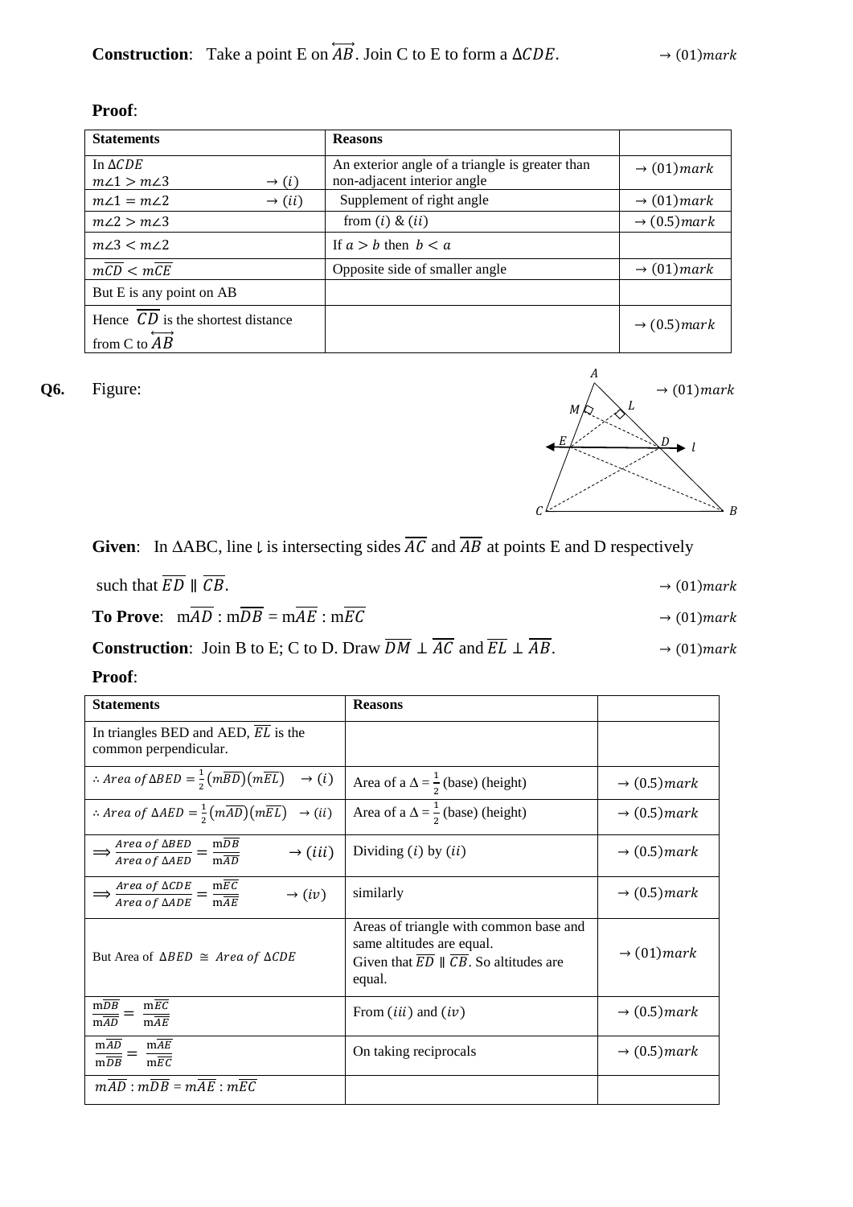**Construction**: Take a point E on $\overleftrightarrow{AB}$. Join C to E to form a $\Delta CDE$. $\rightarrow (01) mark$

**Proof**:

| Statements | Reasons | |
|---|---|---|
| In $\Delta CDE$ <br> $m\angle 1 > m\angle 3 \quad \rightarrow (i)$ | An exterior angle of a triangle is greater than non-adjacent interior angle | $\rightarrow (01) mark$ |
| $m\angle 1 = m\angle 2 \quad \rightarrow (ii)$ | Supplement of right angle | $\rightarrow (01) mark$ |
| $m\angle 2 > m\angle 3$ | from $(i)$ & $(ii)$ | $\rightarrow (0.5) mark$ |
| $m\angle 3 < m\angle 2$ | If $a > b$ then $b < a$ | |
| $m\overline{CD} < m\overline{CE}$ | Opposite side of smaller angle | $\rightarrow (01) mark$ |
| But E is any point on AB | | |
| Hence $\overline{CD}$ is the shortest distance from C to $\overleftrightarrow{AB}$ | | $\rightarrow (0.5) mark$ |

**Q6.** Figure: $\rightarrow (01) mark$

**Given**: In ΔABC, line $l$ is intersecting sides $\overline{AC}$ and $\overline{AB}$ at points E and D respectively such that $\overline{ED} \parallel \overline{CB}$. $\rightarrow (01) mark$

**To Prove**: $m\overline{AD} : m\overline{DB} = m\overline{AE} : m\overline{EC}$ $\rightarrow (01) mark$

**Construction**: Join B to E; C to D. Draw $\overline{DM} \perp \overline{AC}$ and $\overline{EL} \perp \overline{AB}$. $\rightarrow (01) mark$

**Proof**:

| Statements | Reasons | |
|---|---|---|
| In triangles BED and AED, $\overline{EL}$ is the common perpendicular. | | |
| $\therefore Area\ of\ \Delta BED = \frac{1}{2}(m\overline{BD})(m\overline{EL}) \quad \rightarrow (i)$ | Area of a $\Delta = \frac{1}{2}$ (base) (height) | $\rightarrow (0.5) mark$ |
| $\therefore Area\ of\ \Delta AED = \frac{1}{2}(m\overline{AD})(m\overline{EL}) \quad \rightarrow (ii)$ | Area of a $\Delta = \frac{1}{2}$ (base) (height) | $\rightarrow (0.5) mark$ |
| $\Rightarrow \frac{Area\ of\ \Delta BED}{Area\ of\ \Delta AED} = \frac{m\overline{DB}}{m\overline{AD}} \quad \rightarrow (iii)$ | Dividing $(i)$ by $(ii)$ | $\rightarrow (0.5) mark$ |
| $\Rightarrow \frac{Area\ of\ \Delta CDE}{Area\ of\ \Delta ADE} = \frac{m\overline{EC}}{m\overline{AE}} \quad \rightarrow (iv)$ | similarly | $\rightarrow (0.5) mark$ |
| But Area of $\Delta BED \cong Area\ of\ \Delta CDE$ | Areas of triangle with common base and same altitudes are equal. Given that $\overline{ED} \parallel \overline{CB}$. So altitudes are equal. | $\rightarrow (01) mark$ |
| $\frac{m\overline{DB}}{m\overline{AD}} = \frac{m\overline{EC}}{m\overline{AE}}$ | From $(iii)$ and $(iv)$ | $\rightarrow (0.5) mark$ |
| $\frac{m\overline{AD}}{m\overline{DB}} = \frac{m\overline{AE}}{m\overline{EC}}$ | On taking reciprocals | $\rightarrow (0.5) mark$ |
| $m\overline{AD} : m\overline{DB} = m\overline{AE} : m\overline{EC}$ | | |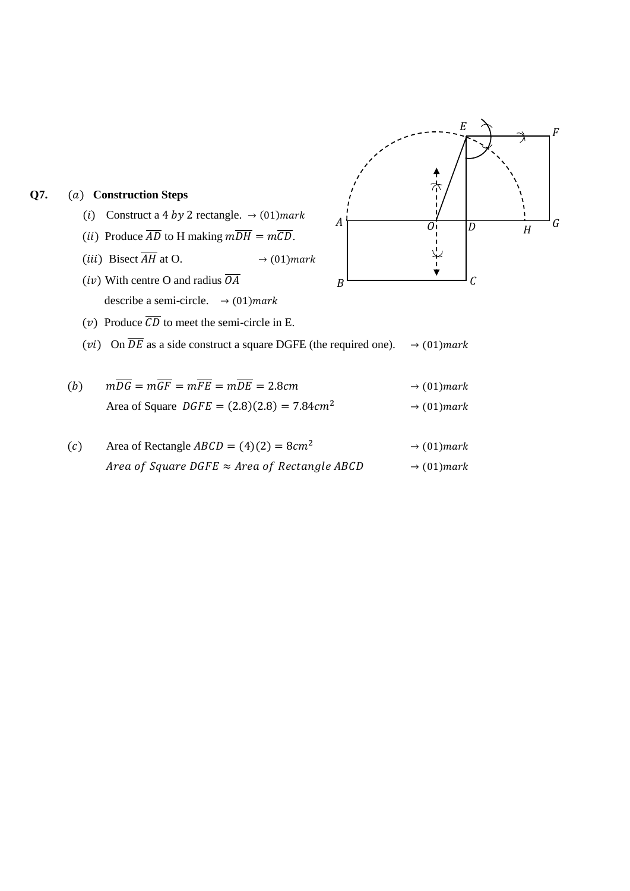**Q7.** $(a)$ **Construction Steps**

$(i)$ Construct a $4\ by\ 2$ rectangle. $\rightarrow (01)mark$

$(ii)$ Produce $\overline{AD}$ to H making $m\overline{DH} = m\overline{CD}$.

$(iii)$ Bisect $\overline{AH}$ at O. $\rightarrow (01)mark$

$(iv)$ With centre O and radius $\overline{OA}$ describe a semi-circle. $\rightarrow (01)mark$

$(v)$ Produce $\overline{CD}$ to meet the semi-circle in E.

$(vi)$ On $\overline{DE}$ as a side construct a square DGFE (the required one). $\rightarrow (01)mark$

E F A O D H G B C

$(b)$ $m\overline{DG} = m\overline{GF} = m\overline{FE} = m\overline{DE} = 2.8cm$ $\rightarrow (01)mark$

Area of Square $DGFE = (2.8)(2.8) = 7.84cm^2$ $\rightarrow (01)mark$

$(c)$ Area of Rectangle $ABCD = (4)(2) = 8cm^2$ $\rightarrow (01)mark$

$Area\ of\ Square\ DGFE \approx Area\ of\ Rectangle\ ABCD$ $\rightarrow (01)mark$